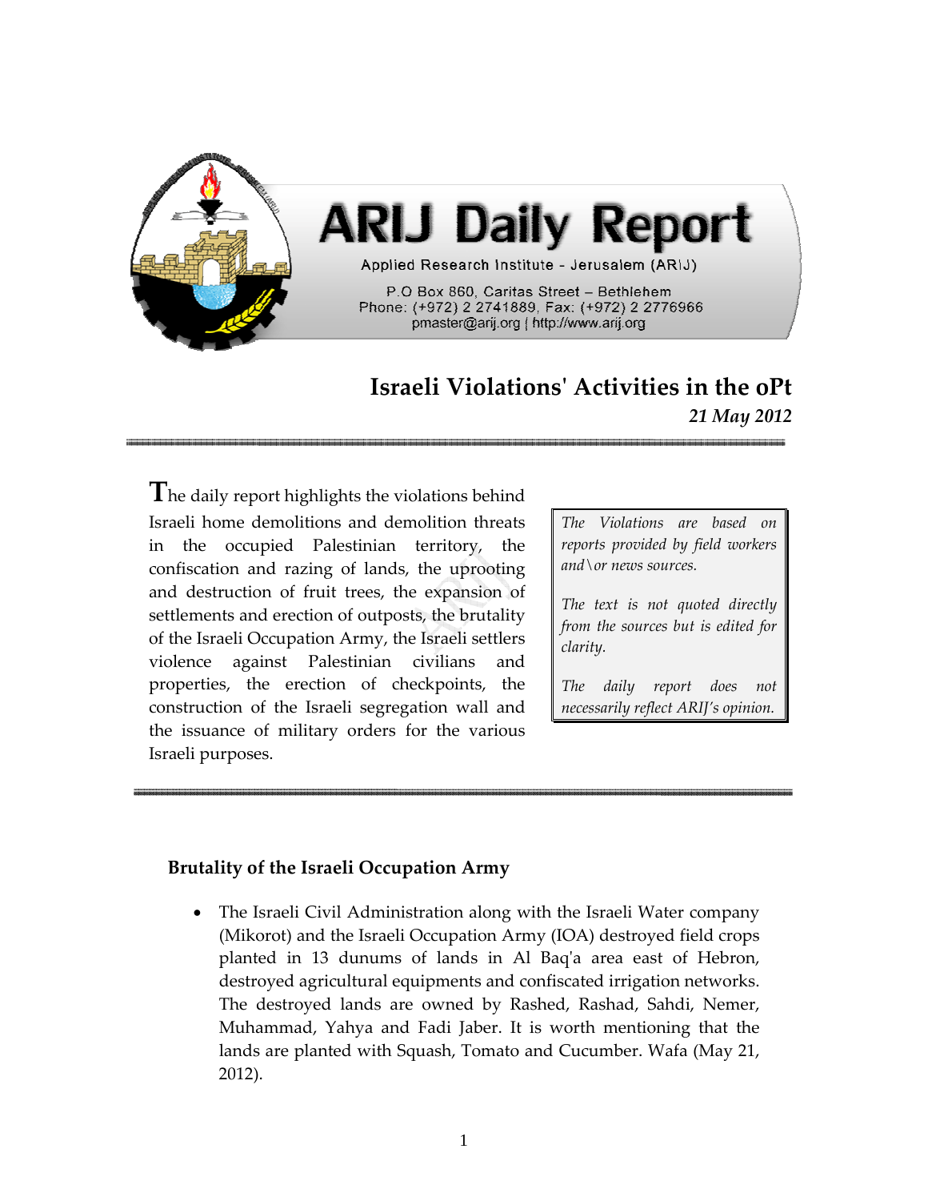# ARIJ Daily Report

Applied Research Institute - Jerusalem (ARIJ)

P.O Box 860, Caritas Street – Bethlehem
Phone: (+972) 2 2741889, Fax: (+972) 2 2776966
pmaster@arij.org | http://www.arij.org

## Israeli Violations' Activities in the oPt

*21 May 2012*

---

The daily report highlights the violations behind Israeli home demolitions and demolition threats in the occupied Palestinian territory, the confiscation and razing of lands, the uprooting and destruction of fruit trees, the expansion of settlements and erection of outposts, the brutality of the Israeli Occupation Army, the Israeli settlers violence against Palestinian civilians and properties, the erection of checkpoints, the construction of the Israeli segregation wall and the issuance of military orders for the various Israeli purposes.

> *The Violations are based on reports provided by field workers and\or news sources.*
>
> *The text is not quoted directly from the sources but is edited for clarity.*
>
> *The daily report does not necessarily reflect ARIJ's opinion.*

---

### Brutality of the Israeli Occupation Army

- The Israeli Civil Administration along with the Israeli Water company (Mikorot) and the Israeli Occupation Army (IOA) destroyed field crops planted in 13 dunums of lands in Al Baq'a area east of Hebron, destroyed agricultural equipments and confiscated irrigation networks. The destroyed lands are owned by Rashed, Rashad, Sahdi, Nemer, Muhammad, Yahya and Fadi Jaber. It is worth mentioning that the lands are planted with Squash, Tomato and Cucumber. Wafa (May 21, 2012).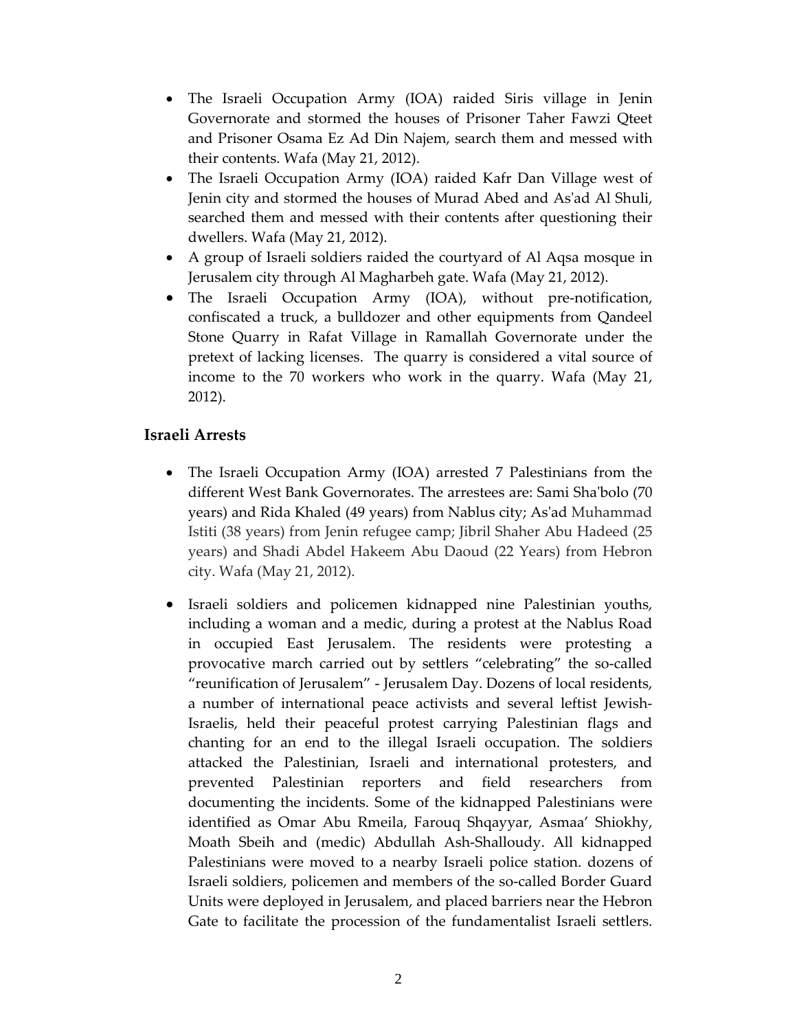- The Israeli Occupation Army (IOA) raided Siris village in Jenin Governorate and stormed the houses of Prisoner Taher Fawzi Qteet and Prisoner Osama Ez Ad Din Najem, search them and messed with their contents. Wafa (May 21, 2012).
- The Israeli Occupation Army (IOA) raided Kafr Dan Village west of Jenin city and stormed the houses of Murad Abed and As'ad Al Shuli, searched them and messed with their contents after questioning their dwellers. Wafa (May 21, 2012).
- A group of Israeli soldiers raided the courtyard of Al Aqsa mosque in Jerusalem city through Al Magharbeh gate. Wafa (May 21, 2012).
- The Israeli Occupation Army (IOA), without pre-notification, confiscated a truck, a bulldozer and other equipments from Qandeel Stone Quarry in Rafat Village in Ramallah Governorate under the pretext of lacking licenses. The quarry is considered a vital source of income to the 70 workers who work in the quarry. Wafa (May 21, 2012).

## Israeli Arrests

- The Israeli Occupation Army (IOA) arrested 7 Palestinians from the different West Bank Governorates. The arrestees are: Sami Sha'bolo (70 years) and Rida Khaled (49 years) from Nablus city; As'ad Muhammad Istiti (38 years) from Jenin refugee camp; Jibril Shaher Abu Hadeed (25 years) and Shadi Abdel Hakeem Abu Daoud (22 Years) from Hebron city. Wafa (May 21, 2012).

- Israeli soldiers and policemen kidnapped nine Palestinian youths, including a woman and a medic, during a protest at the Nablus Road in occupied East Jerusalem. The residents were protesting a provocative march carried out by settlers "celebrating" the so-called "reunification of Jerusalem" - Jerusalem Day. Dozens of local residents, a number of international peace activists and several leftist Jewish-Israelis, held their peaceful protest carrying Palestinian flags and chanting for an end to the illegal Israeli occupation. The soldiers attacked the Palestinian, Israeli and international protesters, and prevented Palestinian reporters and field researchers from documenting the incidents. Some of the kidnapped Palestinians were identified as Omar Abu Rmeila, Farouq Shqayyar, Asmaa' Shiokhy, Moath Sbeih and (medic) Abdullah Ash-Shalloudy. All kidnapped Palestinians were moved to a nearby Israeli police station. dozens of Israeli soldiers, policemen and members of the so-called Border Guard Units were deployed in Jerusalem, and placed barriers near the Hebron Gate to facilitate the procession of the fundamentalist Israeli settlers.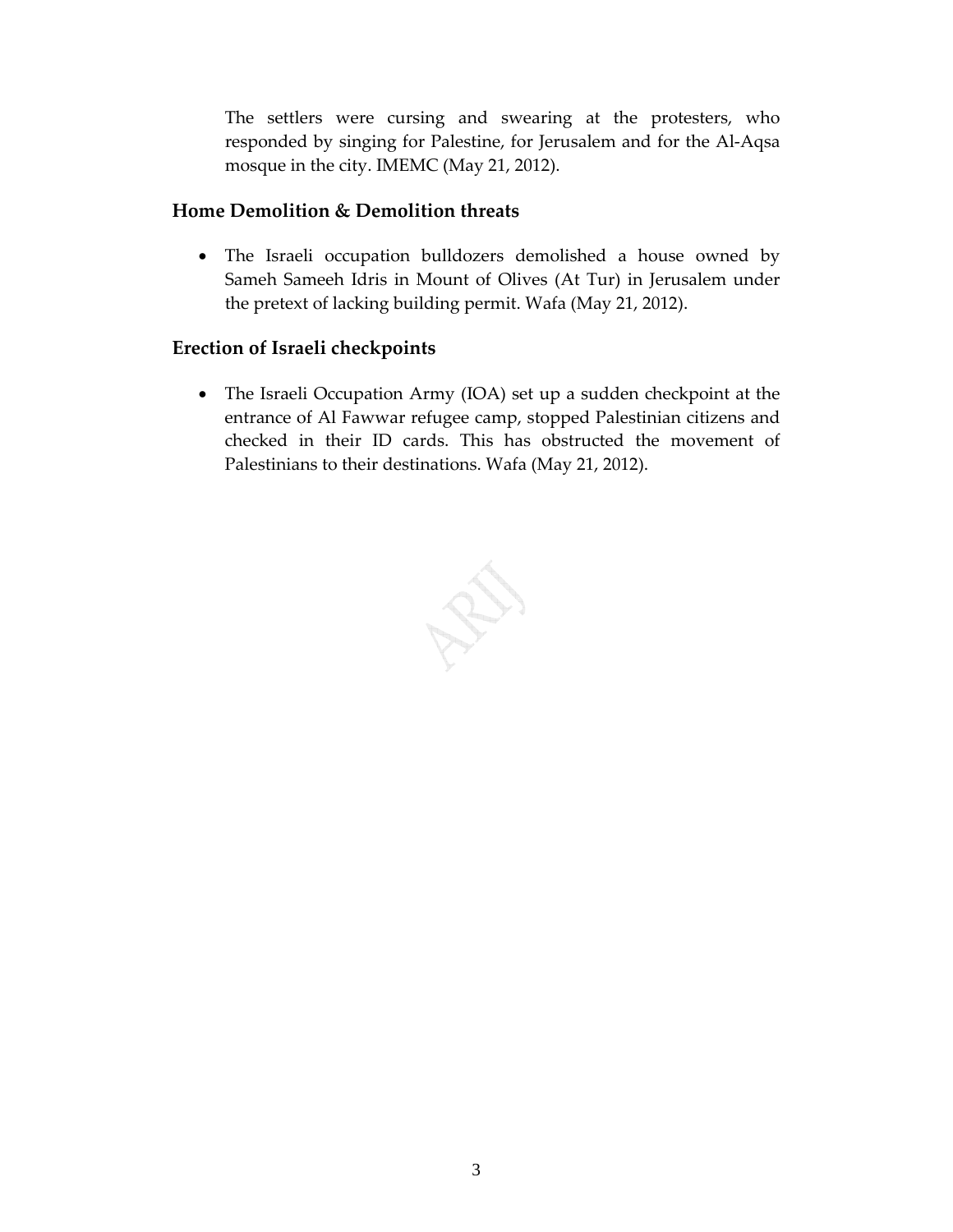The settlers were cursing and swearing at the protesters, who responded by singing for Palestine, for Jerusalem and for the Al-Aqsa mosque in the city. IMEMC (May 21, 2012).

## Home Demolition & Demolition threats

- The Israeli occupation bulldozers demolished a house owned by Sameh Sameeh Idris in Mount of Olives (At Tur) in Jerusalem under the pretext of lacking building permit. Wafa (May 21, 2012).

## Erection of Israeli checkpoints

- The Israeli Occupation Army (IOA) set up a sudden checkpoint at the entrance of Al Fawwar refugee camp, stopped Palestinian citizens and checked in their ID cards. This has obstructed the movement of Palestinians to their destinations. Wafa (May 21, 2012).